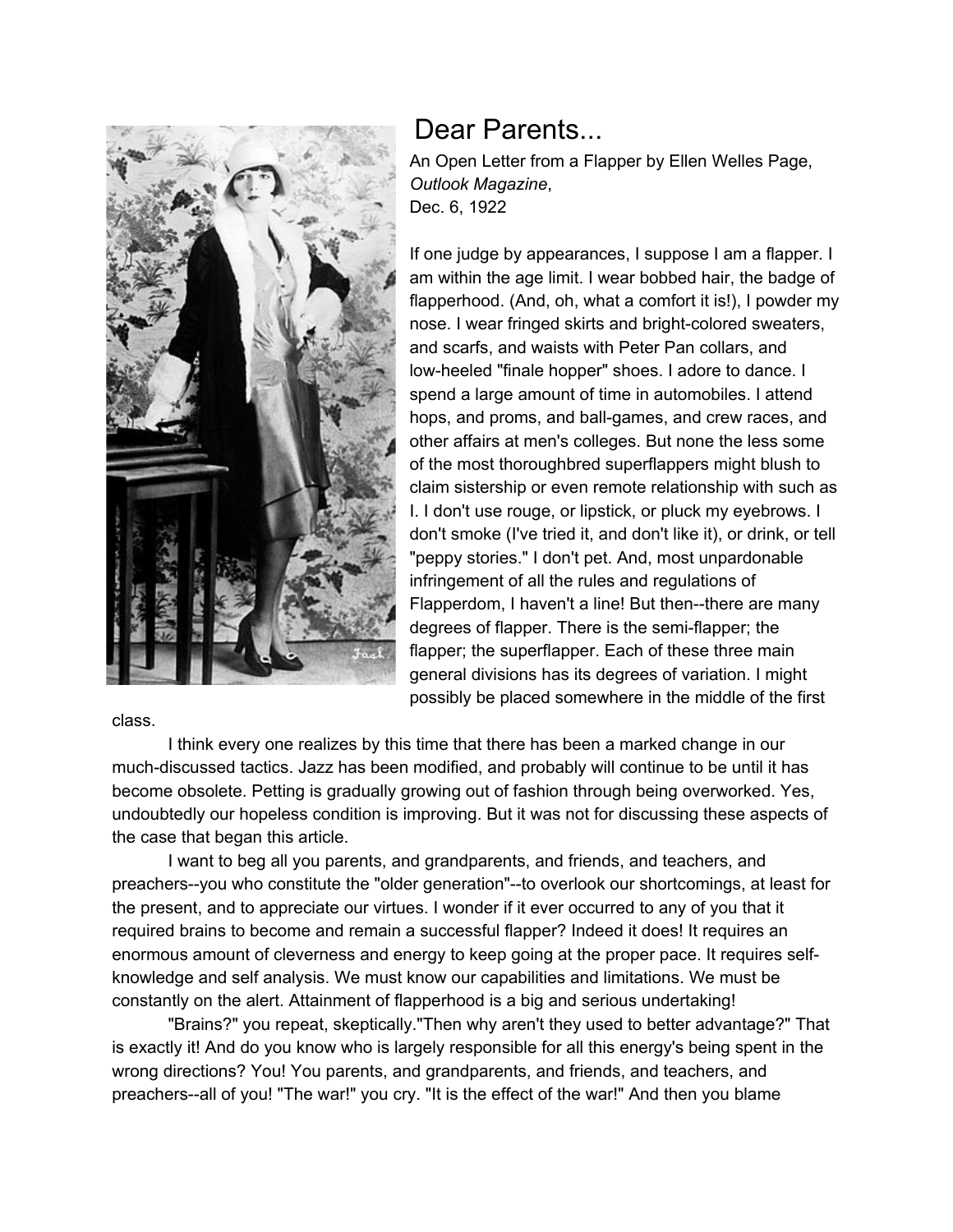# Dear Parents...

An Open Letter from a Flapper by Ellen Welles Page, *Outlook Magazine*, Dec. 6, 1922

If one judge by appearances, I suppose I am a flapper. I am within the age limit. I wear bobbed hair, the badge of flapperhood. (And, oh, what a comfort it is!), I powder my nose. I wear fringed skirts and bright-colored sweaters, and scarfs, and waists with Peter Pan collars, and low-heeled "finale hopper" shoes. I adore to dance. I spend a large amount of time in automobiles. I attend hops, and proms, and ball-games, and crew races, and other affairs at men's colleges. But none the less some of the most thoroughbred superflappers might blush to claim sistership or even remote relationship with such as I. I don't use rouge, or lipstick, or pluck my eyebrows. I don't smoke (I've tried it, and don't like it), or drink, or tell "peppy stories." I don't pet. And, most unpardonable infringement of all the rules and regulations of Flapperdom, I haven't a line! But then--there are many degrees of flapper. There is the semi-flapper; the flapper; the superflapper. Each of these three main general divisions has its degrees of variation. I might possibly be placed somewhere in the middle of the first class.

I think every one realizes by this time that there has been a marked change in our much-discussed tactics. Jazz has been modified, and probably will continue to be until it has become obsolete. Petting is gradually growing out of fashion through being overworked. Yes, undoubtedly our hopeless condition is improving. But it was not for discussing these aspects of the case that began this article.

I want to beg all you parents, and grandparents, and friends, and teachers, and preachers--you who constitute the "older generation"--to overlook our shortcomings, at least for the present, and to appreciate our virtues. I wonder if it ever occurred to any of you that it required brains to become and remain a successful flapper? Indeed it does! It requires an enormous amount of cleverness and energy to keep going at the proper pace. It requires self-knowledge and self analysis. We must know our capabilities and limitations. We must be constantly on the alert. Attainment of flapperhood is a big and serious undertaking!

"Brains?" you repeat, skeptically."Then why aren't they used to better advantage?" That is exactly it! And do you know who is largely responsible for all this energy's being spent in the wrong directions? You! You parents, and grandparents, and friends, and teachers, and preachers--all of you! "The war!" you cry. "It is the effect of the war!" And then you blame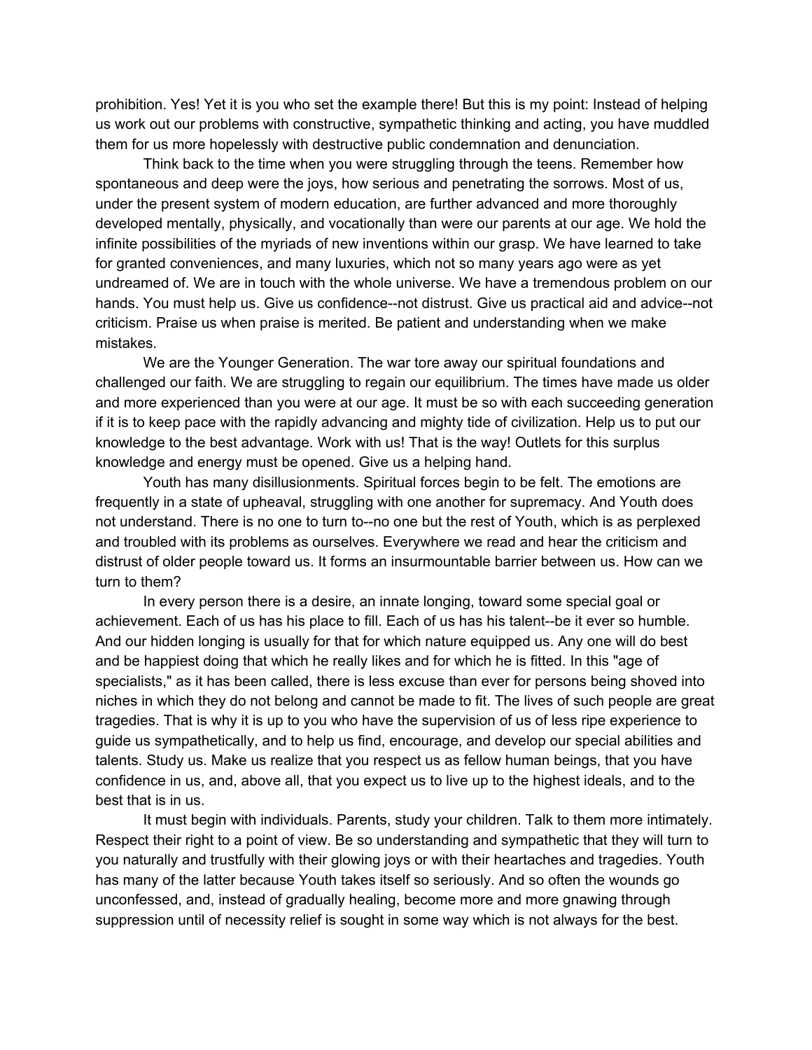prohibition. Yes! Yet it is you who set the example there! But this is my point: Instead of helping us work out our problems with constructive, sympathetic thinking and acting, you have muddled them for us more hopelessly with destructive public condemnation and denunciation.

Think back to the time when you were struggling through the teens. Remember how spontaneous and deep were the joys, how serious and penetrating the sorrows. Most of us, under the present system of modern education, are further advanced and more thoroughly developed mentally, physically, and vocationally than were our parents at our age. We hold the infinite possibilities of the myriads of new inventions within our grasp. We have learned to take for granted conveniences, and many luxuries, which not so many years ago were as yet undreamed of. We are in touch with the whole universe. We have a tremendous problem on our hands. You must help us. Give us confidence--not distrust. Give us practical aid and advice--not criticism. Praise us when praise is merited. Be patient and understanding when we make mistakes.

We are the Younger Generation. The war tore away our spiritual foundations and challenged our faith. We are struggling to regain our equilibrium. The times have made us older and more experienced than you were at our age. It must be so with each succeeding generation if it is to keep pace with the rapidly advancing and mighty tide of civilization. Help us to put our knowledge to the best advantage. Work with us! That is the way! Outlets for this surplus knowledge and energy must be opened. Give us a helping hand.

Youth has many disillusionments. Spiritual forces begin to be felt. The emotions are frequently in a state of upheaval, struggling with one another for supremacy. And Youth does not understand. There is no one to turn to--no one but the rest of Youth, which is as perplexed and troubled with its problems as ourselves. Everywhere we read and hear the criticism and distrust of older people toward us. It forms an insurmountable barrier between us. How can we turn to them?

In every person there is a desire, an innate longing, toward some special goal or achievement. Each of us has his place to fill. Each of us has his talent--be it ever so humble. And our hidden longing is usually for that for which nature equipped us. Any one will do best and be happiest doing that which he really likes and for which he is fitted. In this "age of specialists," as it has been called, there is less excuse than ever for persons being shoved into niches in which they do not belong and cannot be made to fit. The lives of such people are great tragedies. That is why it is up to you who have the supervision of us of less ripe experience to guide us sympathetically, and to help us find, encourage, and develop our special abilities and talents. Study us. Make us realize that you respect us as fellow human beings, that you have confidence in us, and, above all, that you expect us to live up to the highest ideals, and to the best that is in us.

It must begin with individuals. Parents, study your children. Talk to them more intimately. Respect their right to a point of view. Be so understanding and sympathetic that they will turn to you naturally and trustfully with their glowing joys or with their heartaches and tragedies. Youth has many of the latter because Youth takes itself so seriously. And so often the wounds go unconfessed, and, instead of gradually healing, become more and more gnawing through suppression until of necessity relief is sought in some way which is not always for the best.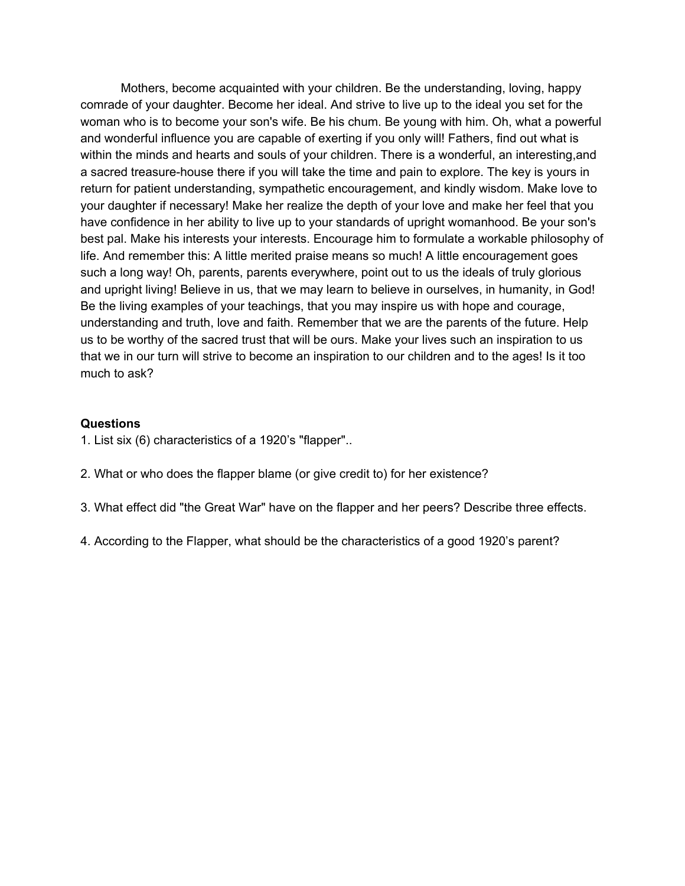Mothers, become acquainted with your children. Be the understanding, loving, happy comrade of your daughter. Become her ideal. And strive to live up to the ideal you set for the woman who is to become your son's wife. Be his chum. Be young with him. Oh, what a powerful and wonderful influence you are capable of exerting if you only will! Fathers, find out what is within the minds and hearts and souls of your children. There is a wonderful, an interesting,and a sacred treasure-house there if you will take the time and pain to explore. The key is yours in return for patient understanding, sympathetic encouragement, and kindly wisdom. Make love to your daughter if necessary! Make her realize the depth of your love and make her feel that you have confidence in her ability to live up to your standards of upright womanhood. Be your son's best pal. Make his interests your interests. Encourage him to formulate a workable philosophy of life. And remember this: A little merited praise means so much! A little encouragement goes such a long way! Oh, parents, parents everywhere, point out to us the ideals of truly glorious and upright living! Believe in us, that we may learn to believe in ourselves, in humanity, in God! Be the living examples of your teachings, that you may inspire us with hope and courage, understanding and truth, love and faith. Remember that we are the parents of the future. Help us to be worthy of the sacred trust that will be ours. Make your lives such an inspiration to us that we in our turn will strive to become an inspiration to our children and to the ages! Is it too much to ask?

**Questions**

1. List six (6) characteristics of a 1920's "flapper"..

2. What or who does the flapper blame (or give credit to) for her existence?

3. What effect did "the Great War" have on the flapper and her peers? Describe three effects.

4. According to the Flapper, what should be the characteristics of a good 1920's parent?